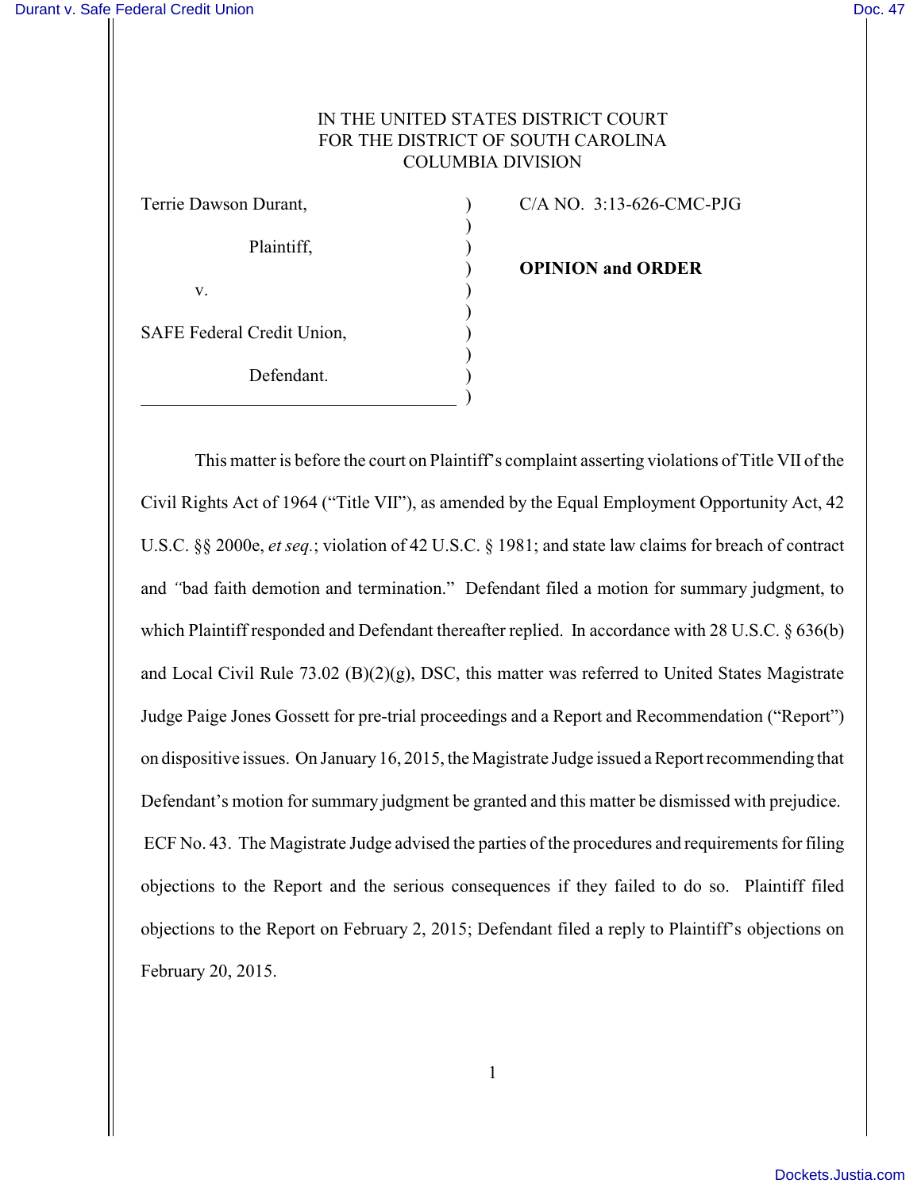IN THE UNITED STATES DISTRICT COURT
FOR THE DISTRICT OF SOUTH CAROLINA
COLUMBIA DIVISION

Terrie Dawson Durant,

Plaintiff,

v.

SAFE Federal Credit Union,

Defendant.

C/A NO. 3:13-626-CMC-PJG

**OPINION and ORDER**

This matter is before the court on Plaintiff's complaint asserting violations of Title VII of the Civil Rights Act of 1964 ("Title VII"), as amended by the Equal Employment Opportunity Act, 42 U.S.C. §§ 2000e, *et seq.*; violation of 42 U.S.C. § 1981; and state law claims for breach of contract and "bad faith demotion and termination." Defendant filed a motion for summary judgment, to which Plaintiff responded and Defendant thereafter replied. In accordance with 28 U.S.C. § 636(b) and Local Civil Rule 73.02 (B)(2)(g), DSC, this matter was referred to United States Magistrate Judge Paige Jones Gossett for pre-trial proceedings and a Report and Recommendation ("Report") on dispositive issues. On January 16, 2015, the Magistrate Judge issued a Report recommending that Defendant's motion for summary judgment be granted and this matter be dismissed with prejudice. ECF No. 43. The Magistrate Judge advised the parties of the procedures and requirements for filing objections to the Report and the serious consequences if they failed to do so. Plaintiff filed objections to the Report on February 2, 2015; Defendant filed a reply to Plaintiff's objections on February 20, 2015.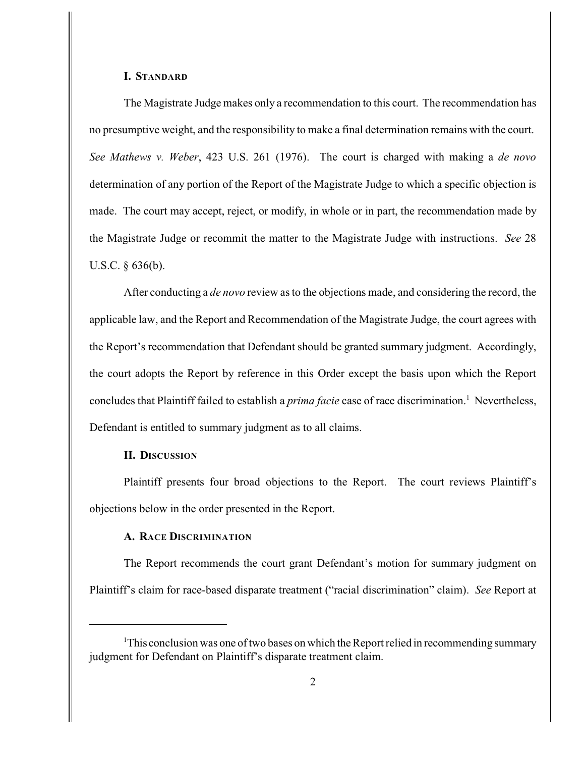## I. Standard

The Magistrate Judge makes only a recommendation to this court. The recommendation has no presumptive weight, and the responsibility to make a final determination remains with the court. *See Mathews v. Weber*, 423 U.S. 261 (1976). The court is charged with making a *de novo* determination of any portion of the Report of the Magistrate Judge to which a specific objection is made. The court may accept, reject, or modify, in whole or in part, the recommendation made by the Magistrate Judge or recommit the matter to the Magistrate Judge with instructions. *See* 28 U.S.C. § 636(b).

After conducting a *de novo* review as to the objections made, and considering the record, the applicable law, and the Report and Recommendation of the Magistrate Judge, the court agrees with the Report's recommendation that Defendant should be granted summary judgment. Accordingly, the court adopts the Report by reference in this Order except the basis upon which the Report concludes that Plaintiff failed to establish a *prima facie* case of race discrimination.[1] Nevertheless, Defendant is entitled to summary judgment as to all claims.

## II. Discussion

Plaintiff presents four broad objections to the Report. The court reviews Plaintiff's objections below in the order presented in the Report.

### A. Race Discrimination

The Report recommends the court grant Defendant's motion for summary judgment on Plaintiff's claim for race-based disparate treatment ("racial discrimination" claim). *See* Report at

---

[1] This conclusion was one of two bases on which the Report relied in recommending summary judgment for Defendant on Plaintiff's disparate treatment claim.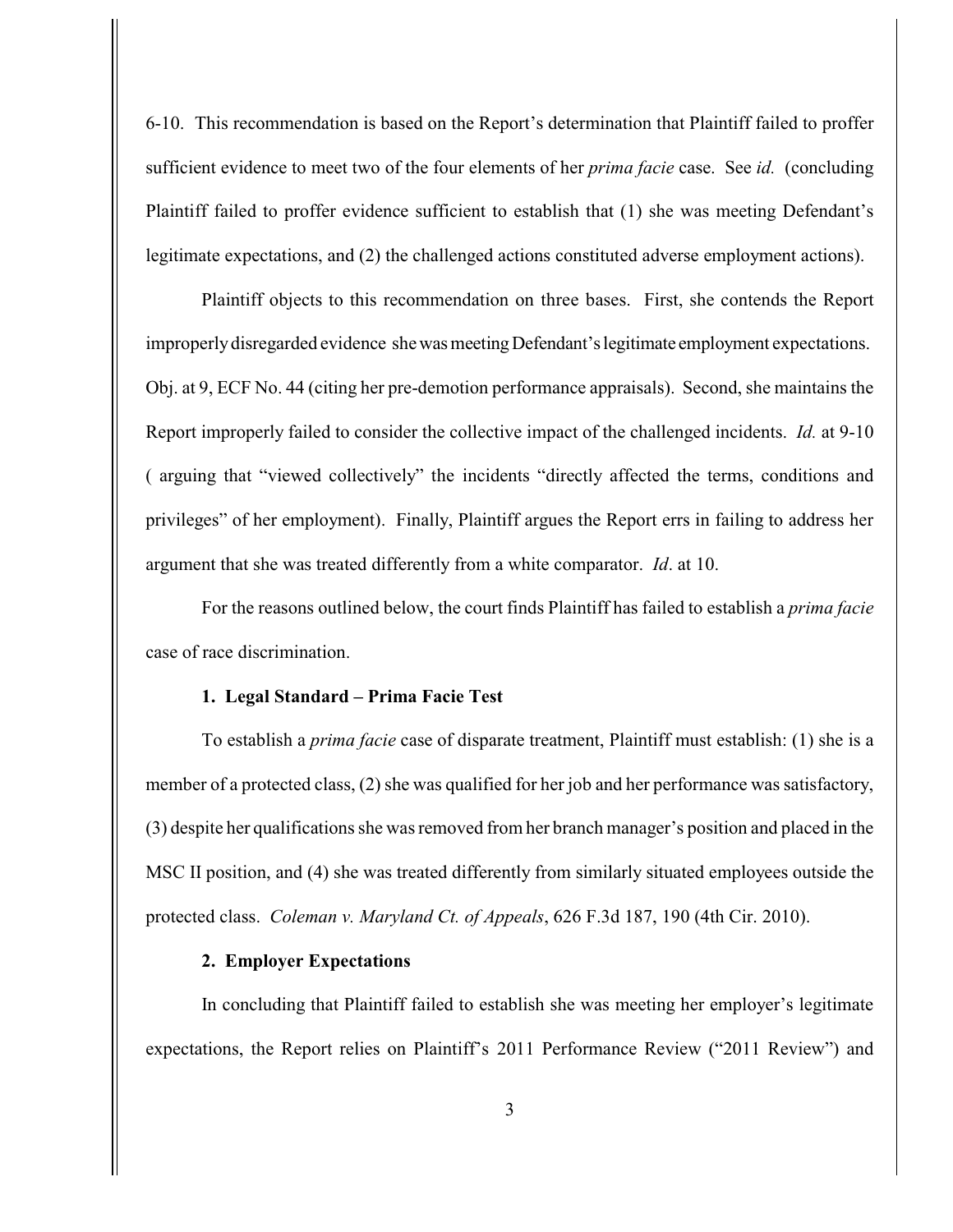6-10. This recommendation is based on the Report's determination that Plaintiff failed to proffer sufficient evidence to meet two of the four elements of her *prima facie* case. See *id.* (concluding Plaintiff failed to proffer evidence sufficient to establish that (1) she was meeting Defendant's legitimate expectations, and (2) the challenged actions constituted adverse employment actions).

Plaintiff objects to this recommendation on three bases. First, she contends the Report improperly disregarded evidence she was meeting Defendant's legitimate employment expectations. Obj. at 9, ECF No. 44 (citing her pre-demotion performance appraisals). Second, she maintains the Report improperly failed to consider the collective impact of the challenged incidents. *Id.* at 9-10 ( arguing that "viewed collectively" the incidents "directly affected the terms, conditions and privileges" of her employment). Finally, Plaintiff argues the Report errs in failing to address her argument that she was treated differently from a white comparator. *Id*. at 10.

For the reasons outlined below, the court finds Plaintiff has failed to establish a *prima facie* case of race discrimination.

**1. Legal Standard – Prima Facie Test**

To establish a *prima facie* case of disparate treatment, Plaintiff must establish: (1) she is a member of a protected class, (2) she was qualified for her job and her performance was satisfactory, (3) despite her qualifications she was removed from her branch manager's position and placed in the MSC II position, and (4) she was treated differently from similarly situated employees outside the protected class. *Coleman v. Maryland Ct. of Appeals*, 626 F.3d 187, 190 (4th Cir. 2010).

**2. Employer Expectations**

In concluding that Plaintiff failed to establish she was meeting her employer's legitimate expectations, the Report relies on Plaintiff's 2011 Performance Review ("2011 Review") and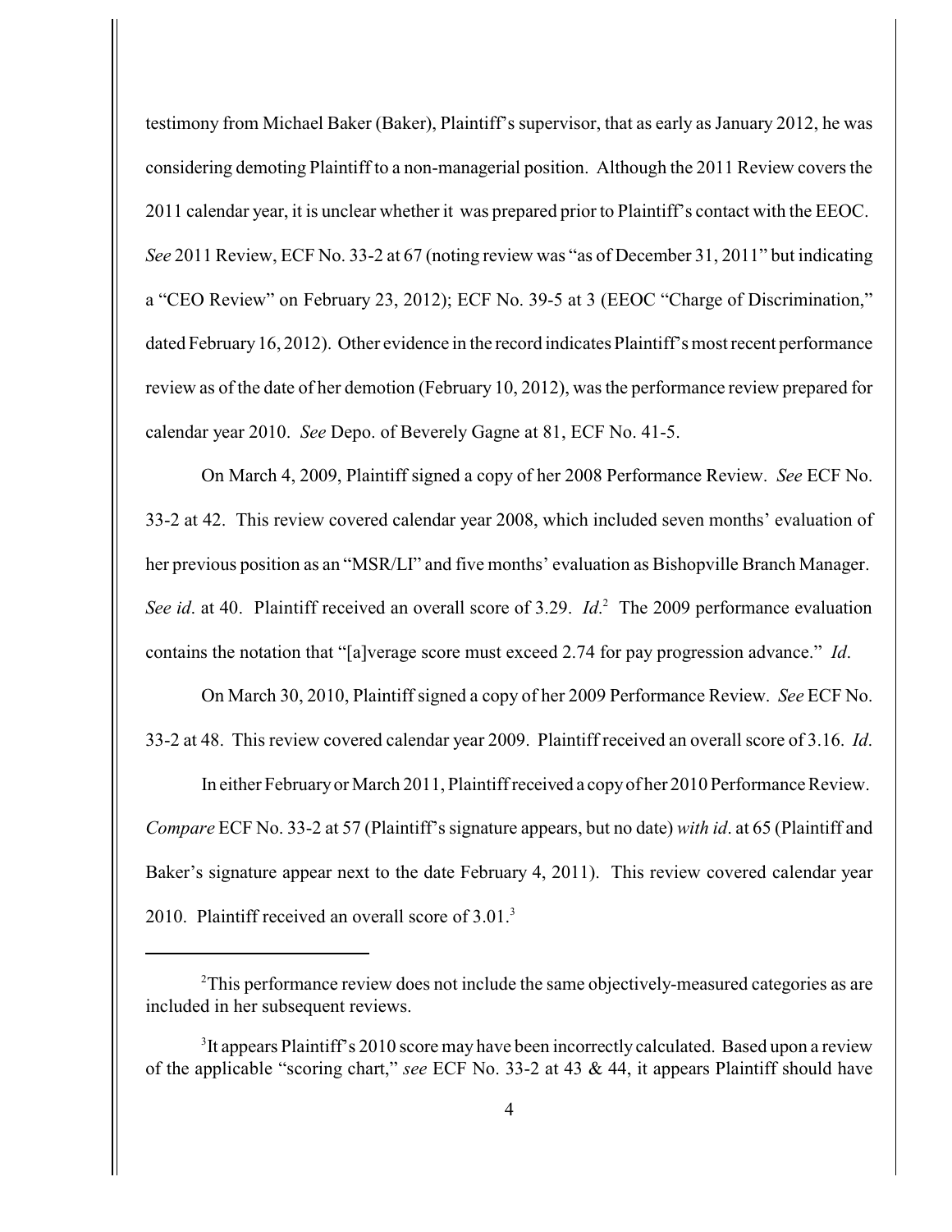testimony from Michael Baker (Baker), Plaintiff's supervisor, that as early as January 2012, he was considering demoting Plaintiff to a non-managerial position. Although the 2011 Review covers the 2011 calendar year, it is unclear whether it was prepared prior to Plaintiff's contact with the EEOC. *See* 2011 Review, ECF No. 33-2 at 67 (noting review was "as of December 31, 2011" but indicating a "CEO Review" on February 23, 2012); ECF No. 39-5 at 3 (EEOC "Charge of Discrimination," dated February 16, 2012). Other evidence in the record indicates Plaintiff's most recent performance review as of the date of her demotion (February 10, 2012), was the performance review prepared for calendar year 2010. *See* Depo. of Beverely Gagne at 81, ECF No. 41-5.

On March 4, 2009, Plaintiff signed a copy of her 2008 Performance Review. *See* ECF No. 33-2 at 42. This review covered calendar year 2008, which included seven months' evaluation of her previous position as an "MSR/LI" and five months' evaluation as Bishopville Branch Manager. *See id*. at 40. Plaintiff received an overall score of 3.29. *Id*.[2] The 2009 performance evaluation contains the notation that "[a]verage score must exceed 2.74 for pay progression advance." *Id*.

On March 30, 2010, Plaintiff signed a copy of her 2009 Performance Review. *See* ECF No. 33-2 at 48. This review covered calendar year 2009. Plaintiff received an overall score of 3.16. *Id*.

In either February or March 2011, Plaintiff received a copy of her 2010 Performance Review. *Compare* ECF No. 33-2 at 57 (Plaintiff's signature appears, but no date) *with id*. at 65 (Plaintiff and Baker's signature appear next to the date February 4, 2011). This review covered calendar year 2010. Plaintiff received an overall score of 3.01.[3]

---

[2] This performance review does not include the same objectively-measured categories as are included in her subsequent reviews.

[3] It appears Plaintiff's 2010 score may have been incorrectly calculated. Based upon a review of the applicable "scoring chart," *see* ECF No. 33-2 at 43 & 44, it appears Plaintiff should have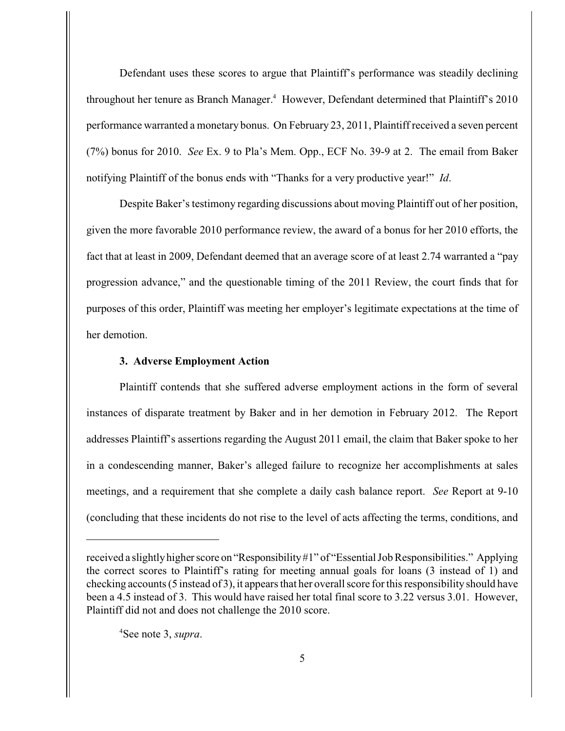Defendant uses these scores to argue that Plaintiff's performance was steadily declining throughout her tenure as Branch Manager.[4] However, Defendant determined that Plaintiff's 2010 performance warranted a monetary bonus. On February 23, 2011, Plaintiff received a seven percent (7%) bonus for 2010. *See* Ex. 9 to Pla's Mem. Opp., ECF No. 39-9 at 2. The email from Baker notifying Plaintiff of the bonus ends with "Thanks for a very productive year!" *Id.*

Despite Baker's testimony regarding discussions about moving Plaintiff out of her position, given the more favorable 2010 performance review, the award of a bonus for her 2010 efforts, the fact that at least in 2009, Defendant deemed that an average score of at least 2.74 warranted a "pay progression advance," and the questionable timing of the 2011 Review, the court finds that for purposes of this order, Plaintiff was meeting her employer's legitimate expectations at the time of her demotion.

### 3. Adverse Employment Action

Plaintiff contends that she suffered adverse employment actions in the form of several instances of disparate treatment by Baker and in her demotion in February 2012. The Report addresses Plaintiff's assertions regarding the August 2011 email, the claim that Baker spoke to her in a condescending manner, Baker's alleged failure to recognize her accomplishments at sales meetings, and a requirement that she complete a daily cash balance report. *See* Report at 9-10 (concluding that these incidents do not rise to the level of acts affecting the terms, conditions, and

---

received a slightly higher score on "Responsibility #1" of "Essential Job Responsibilities." Applying the correct scores to Plaintiff's rating for meeting annual goals for loans (3 instead of 1) and checking accounts (5 instead of 3), it appears that her overall score for this responsibility should have been a 4.5 instead of 3. This would have raised her total final score to 3.22 versus 3.01. However, Plaintiff did not and does not challenge the 2010 score.

[4] See note 3, *supra*.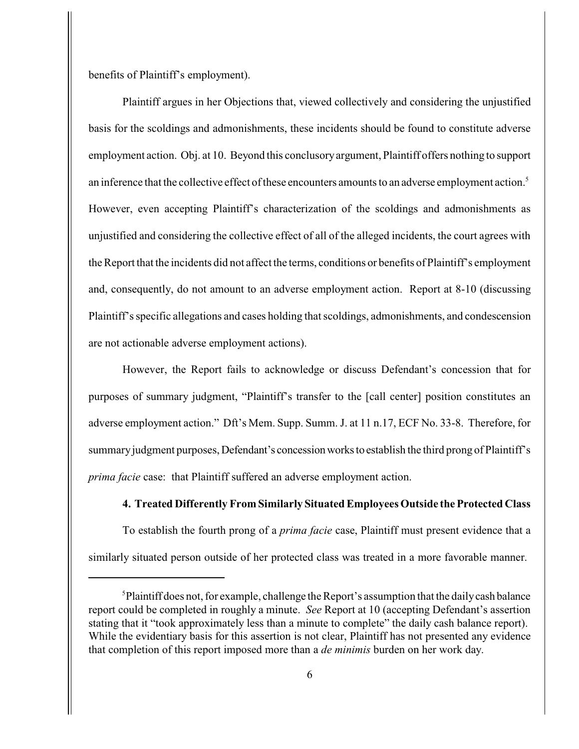benefits of Plaintiff's employment).

Plaintiff argues in her Objections that, viewed collectively and considering the unjustified basis for the scoldings and admonishments, these incidents should be found to constitute adverse employment action. Obj. at 10. Beyond this conclusory argument, Plaintiff offers nothing to support an inference that the collective effect of these encounters amounts to an adverse employment action.[5] However, even accepting Plaintiff's characterization of the scoldings and admonishments as unjustified and considering the collective effect of all of the alleged incidents, the court agrees with the Report that the incidents did not affect the terms, conditions or benefits of Plaintiff's employment and, consequently, do not amount to an adverse employment action. Report at 8-10 (discussing Plaintiff's specific allegations and cases holding that scoldings, admonishments, and condescension are not actionable adverse employment actions).

However, the Report fails to acknowledge or discuss Defendant's concession that for purposes of summary judgment, "Plaintiff's transfer to the [call center] position constitutes an adverse employment action." Dft's Mem. Supp. Summ. J. at 11 n.17, ECF No. 33-8. Therefore, for summary judgment purposes, Defendant's concession works to establish the third prong of Plaintiff's *prima facie* case: that Plaintiff suffered an adverse employment action.

**4. Treated Differently From Similarly Situated Employees Outside the Protected Class**

To establish the fourth prong of a *prima facie* case, Plaintiff must present evidence that a similarly situated person outside of her protected class was treated in a more favorable manner.

---

[5] Plaintiff does not, for example, challenge the Report's assumption that the daily cash balance report could be completed in roughly a minute. *See* Report at 10 (accepting Defendant's assertion stating that it "took approximately less than a minute to complete" the daily cash balance report). While the evidentiary basis for this assertion is not clear, Plaintiff has not presented any evidence that completion of this report imposed more than a *de minimis* burden on her work day.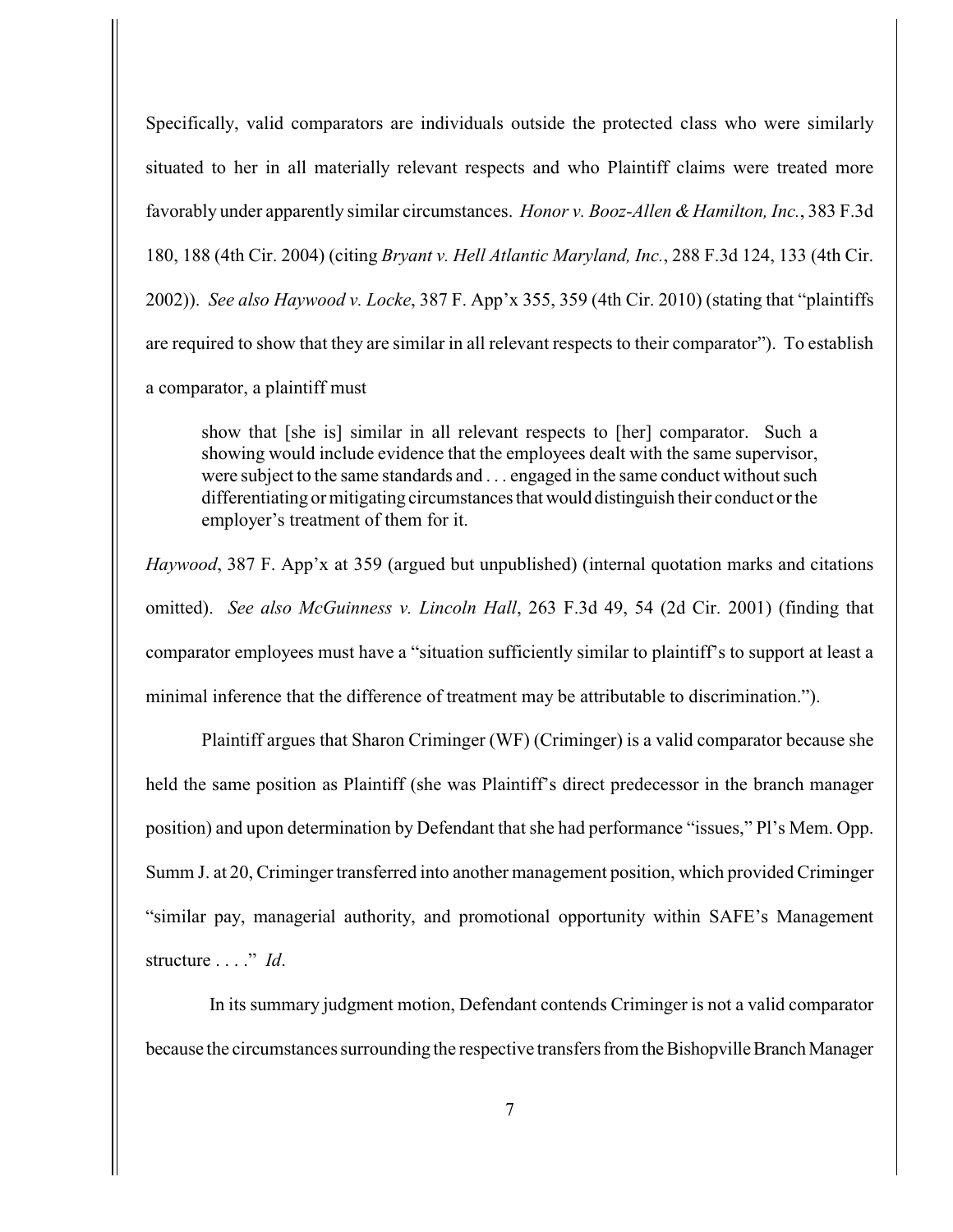Specifically, valid comparators are individuals outside the protected class who were similarly situated to her in all materially relevant respects and who Plaintiff claims were treated more favorably under apparently similar circumstances. *Honor v. Booz-Allen & Hamilton, Inc.*, 383 F.3d 180, 188 (4th Cir. 2004) (citing *Bryant v. Hell Atlantic Maryland, Inc.*, 288 F.3d 124, 133 (4th Cir. 2002)). *See also Haywood v. Locke*, 387 F. App'x 355, 359 (4th Cir. 2010) (stating that "plaintiffs are required to show that they are similar in all relevant respects to their comparator"). To establish a comparator, a plaintiff must

> show that [she is] similar in all relevant respects to [her] comparator. Such a showing would include evidence that the employees dealt with the same supervisor, were subject to the same standards and . . . engaged in the same conduct without such differentiating or mitigating circumstances that would distinguish their conduct or the employer's treatment of them for it.

*Haywood*, 387 F. App'x at 359 (argued but unpublished) (internal quotation marks and citations omitted). *See also McGuinness v. Lincoln Hall*, 263 F.3d 49, 54 (2d Cir. 2001) (finding that comparator employees must have a "situation sufficiently similar to plaintiff's to support at least a minimal inference that the difference of treatment may be attributable to discrimination.").

Plaintiff argues that Sharon Criminger (WF) (Criminger) is a valid comparator because she held the same position as Plaintiff (she was Plaintiff's direct predecessor in the branch manager position) and upon determination by Defendant that she had performance "issues," Pl's Mem. Opp. Summ J. at 20, Criminger transferred into another management position, which provided Criminger "similar pay, managerial authority, and promotional opportunity within SAFE's Management structure . . . ." *Id*.

In its summary judgment motion, Defendant contends Criminger is not a valid comparator because the circumstances surrounding the respective transfers from the Bishopville Branch Manager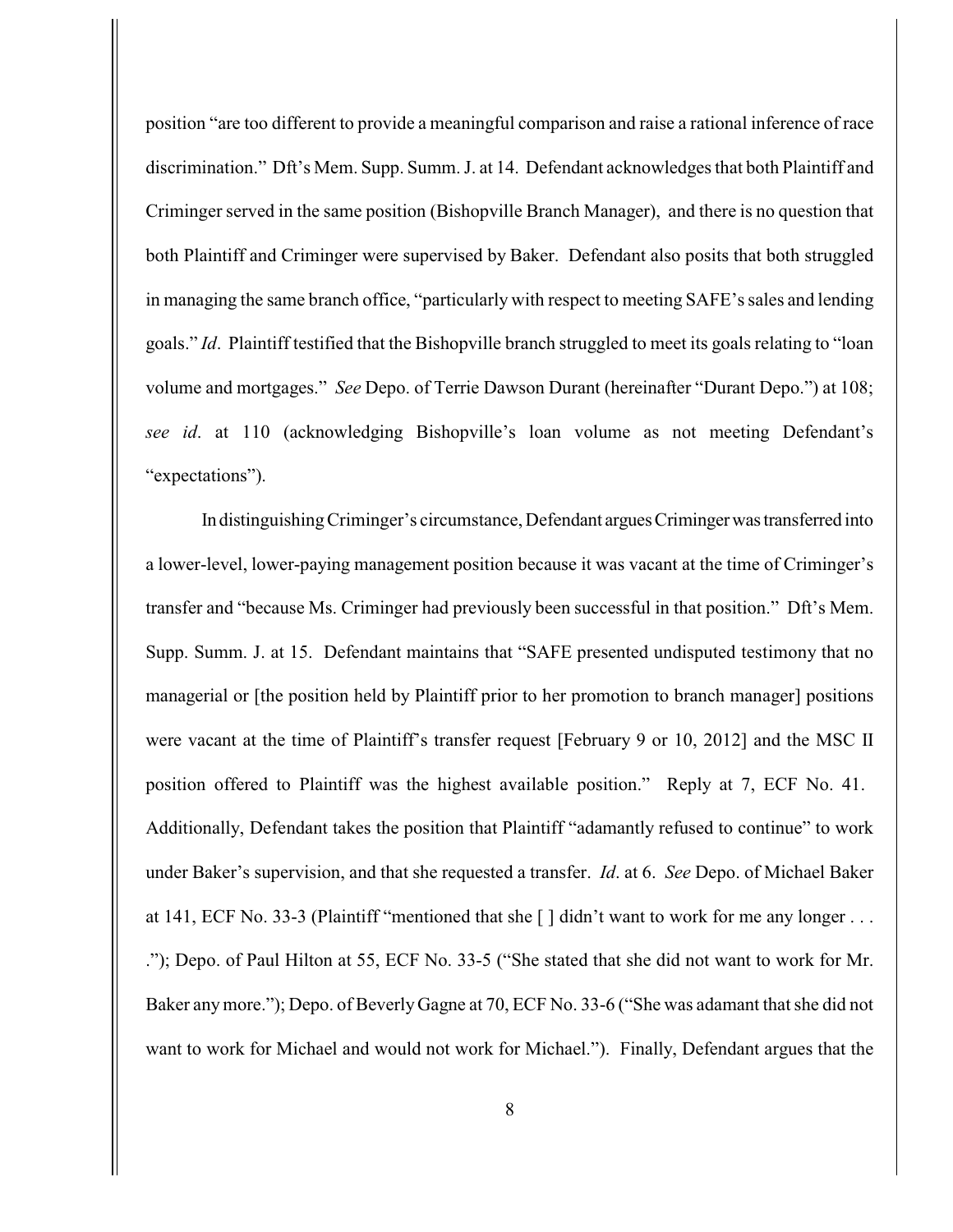position "are too different to provide a meaningful comparison and raise a rational inference of race discrimination." Dft's Mem. Supp. Summ. J. at 14. Defendant acknowledges that both Plaintiff and Criminger served in the same position (Bishopville Branch Manager), and there is no question that both Plaintiff and Criminger were supervised by Baker. Defendant also posits that both struggled in managing the same branch office, "particularly with respect to meeting SAFE's sales and lending goals." *Id*. Plaintiff testified that the Bishopville branch struggled to meet its goals relating to "loan volume and mortgages." *See* Depo. of Terrie Dawson Durant (hereinafter "Durant Depo.") at 108; *see id*. at 110 (acknowledging Bishopville's loan volume as not meeting Defendant's "expectations").

In distinguishing Criminger's circumstance, Defendant argues Criminger was transferred into a lower-level, lower-paying management position because it was vacant at the time of Criminger's transfer and "because Ms. Criminger had previously been successful in that position." Dft's Mem. Supp. Summ. J. at 15. Defendant maintains that "SAFE presented undisputed testimony that no managerial or [the position held by Plaintiff prior to her promotion to branch manager] positions were vacant at the time of Plaintiff's transfer request [February 9 or 10, 2012] and the MSC II position offered to Plaintiff was the highest available position." Reply at 7, ECF No. 41. Additionally, Defendant takes the position that Plaintiff "adamantly refused to continue" to work under Baker's supervision, and that she requested a transfer. *Id*. at 6. *See* Depo. of Michael Baker at 141, ECF No. 33-3 (Plaintiff "mentioned that she [ ] didn't want to work for me any longer . . . ."); Depo. of Paul Hilton at 55, ECF No. 33-5 ("She stated that she did not want to work for Mr. Baker any more."); Depo. of Beverly Gagne at 70, ECF No. 33-6 ("She was adamant that she did not want to work for Michael and would not work for Michael."). Finally, Defendant argues that the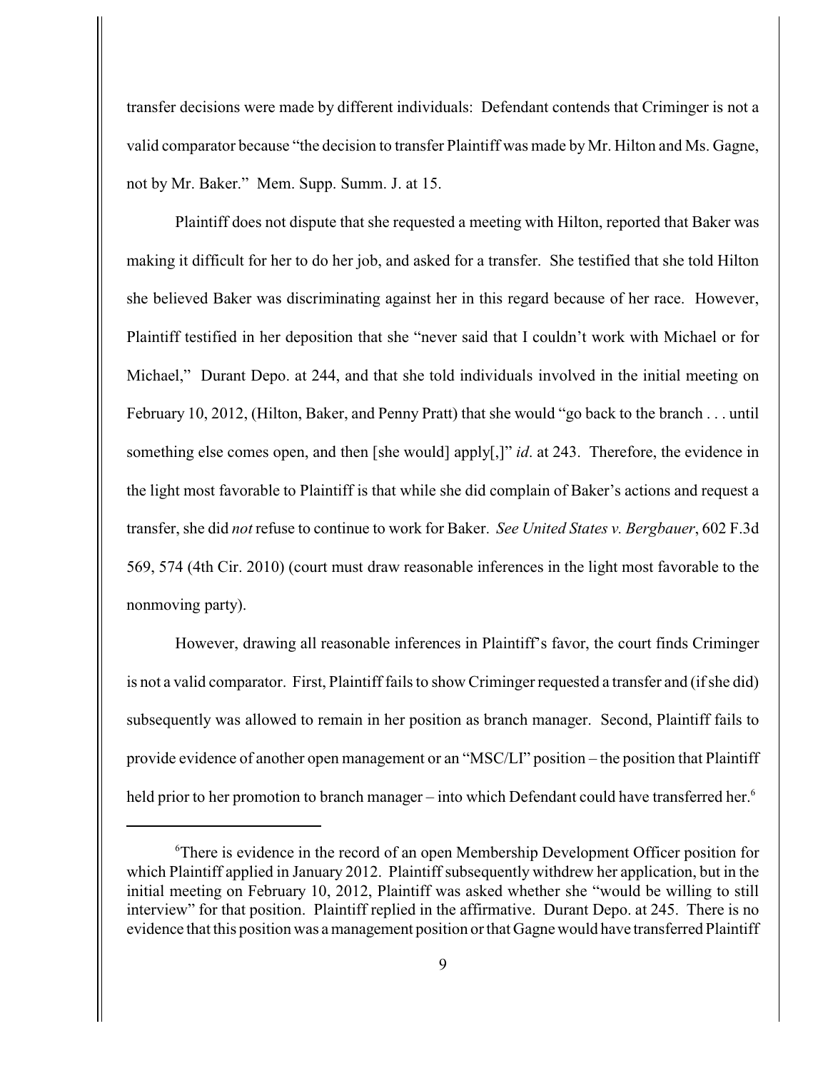transfer decisions were made by different individuals: Defendant contends that Criminger is not a valid comparator because "the decision to transfer Plaintiff was made by Mr. Hilton and Ms. Gagne, not by Mr. Baker." Mem. Supp. Summ. J. at 15.

Plaintiff does not dispute that she requested a meeting with Hilton, reported that Baker was making it difficult for her to do her job, and asked for a transfer. She testified that she told Hilton she believed Baker was discriminating against her in this regard because of her race. However, Plaintiff testified in her deposition that she "never said that I couldn't work with Michael or for Michael," Durant Depo. at 244, and that she told individuals involved in the initial meeting on February 10, 2012, (Hilton, Baker, and Penny Pratt) that she would "go back to the branch . . . until something else comes open, and then [she would] apply[,]" *id*. at 243. Therefore, the evidence in the light most favorable to Plaintiff is that while she did complain of Baker's actions and request a transfer, she did *not* refuse to continue to work for Baker. *See United States v. Bergbauer*, 602 F.3d 569, 574 (4th Cir. 2010) (court must draw reasonable inferences in the light most favorable to the nonmoving party).

However, drawing all reasonable inferences in Plaintiff's favor, the court finds Criminger is not a valid comparator. First, Plaintiff fails to show Criminger requested a transfer and (if she did) subsequently was allowed to remain in her position as branch manager. Second, Plaintiff fails to provide evidence of another open management or an "MSC/LI" position – the position that Plaintiff held prior to her promotion to branch manager – into which Defendant could have transferred her.[6]

[6]There is evidence in the record of an open Membership Development Officer position for which Plaintiff applied in January 2012. Plaintiff subsequently withdrew her application, but in the initial meeting on February 10, 2012, Plaintiff was asked whether she "would be willing to still interview" for that position. Plaintiff replied in the affirmative. Durant Depo. at 245. There is no evidence that this position was a management position or that Gagne would have transferred Plaintiff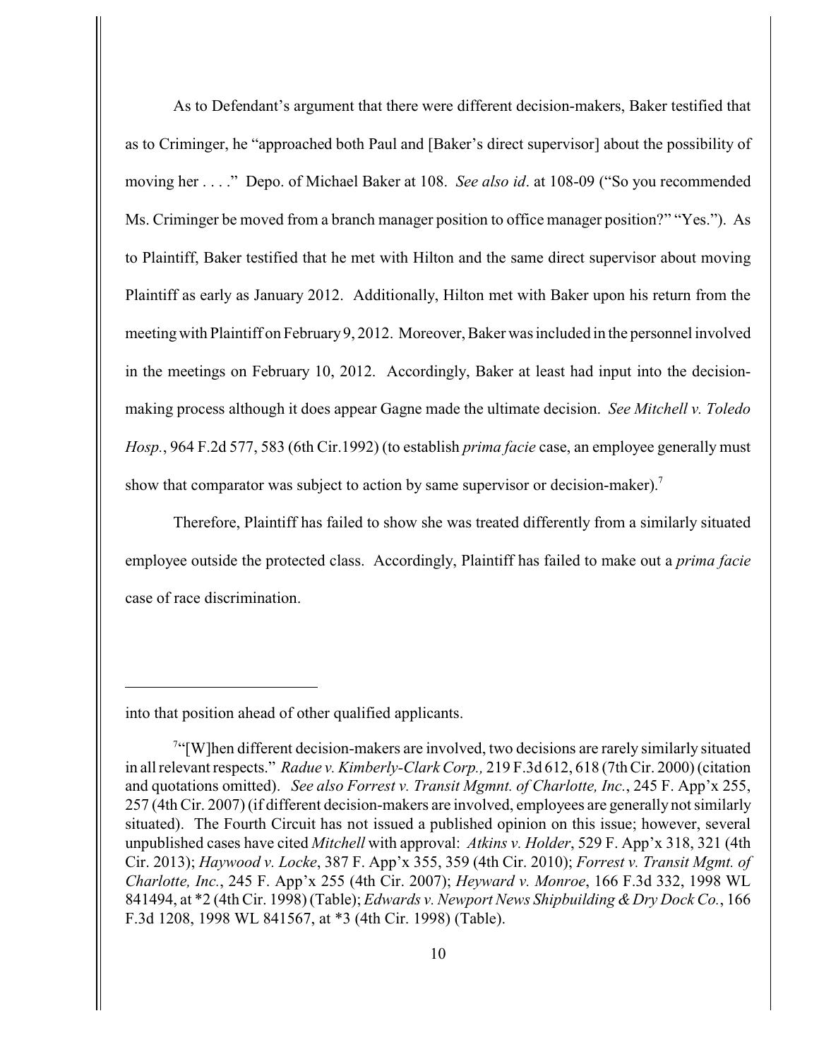As to Defendant's argument that there were different decision-makers, Baker testified that as to Criminger, he "approached both Paul and [Baker's direct supervisor] about the possibility of moving her . . . ." Depo. of Michael Baker at 108. *See also id*. at 108-09 ("So you recommended Ms. Criminger be moved from a branch manager position to office manager position?" "Yes."). As to Plaintiff, Baker testified that he met with Hilton and the same direct supervisor about moving Plaintiff as early as January 2012. Additionally, Hilton met with Baker upon his return from the meeting with Plaintiff on February 9, 2012. Moreover, Baker was included in the personnel involved in the meetings on February 10, 2012. Accordingly, Baker at least had input into the decision-making process although it does appear Gagne made the ultimate decision. *See Mitchell v. Toledo Hosp.*, 964 F.2d 577, 583 (6th Cir.1992) (to establish *prima facie* case, an employee generally must show that comparator was subject to action by same supervisor or decision-maker).[7]

Therefore, Plaintiff has failed to show she was treated differently from a similarly situated employee outside the protected class. Accordingly, Plaintiff has failed to make out a *prima facie* case of race discrimination.

---

into that position ahead of other qualified applicants.

[7] "[W]hen different decision-makers are involved, two decisions are rarely similarly situated in all relevant respects." *Radue v. Kimberly-Clark Corp.,* 219 F.3d 612, 618 (7th Cir. 2000) (citation and quotations omitted). *See also Forrest v. Transit Mgmnt. of Charlotte, Inc.*, 245 F. App'x 255, 257 (4th Cir. 2007) (if different decision-makers are involved, employees are generally not similarly situated). The Fourth Circuit has not issued a published opinion on this issue; however, several unpublished cases have cited *Mitchell* with approval: *Atkins v. Holder*, 529 F. App'x 318, 321 (4th Cir. 2013); *Haywood v. Locke*, 387 F. App'x 355, 359 (4th Cir. 2010); *Forrest v. Transit Mgmt. of Charlotte, Inc.*, 245 F. App'x 255 (4th Cir. 2007); *Heyward v. Monroe*, 166 F.3d 332, 1998 WL 841494, at *2 (4th Cir. 1998) (Table); *Edwards v. Newport News Shipbuilding & Dry Dock Co.*, 166 F.3d 1208, 1998 WL 841567, at *3 (4th Cir. 1998) (Table).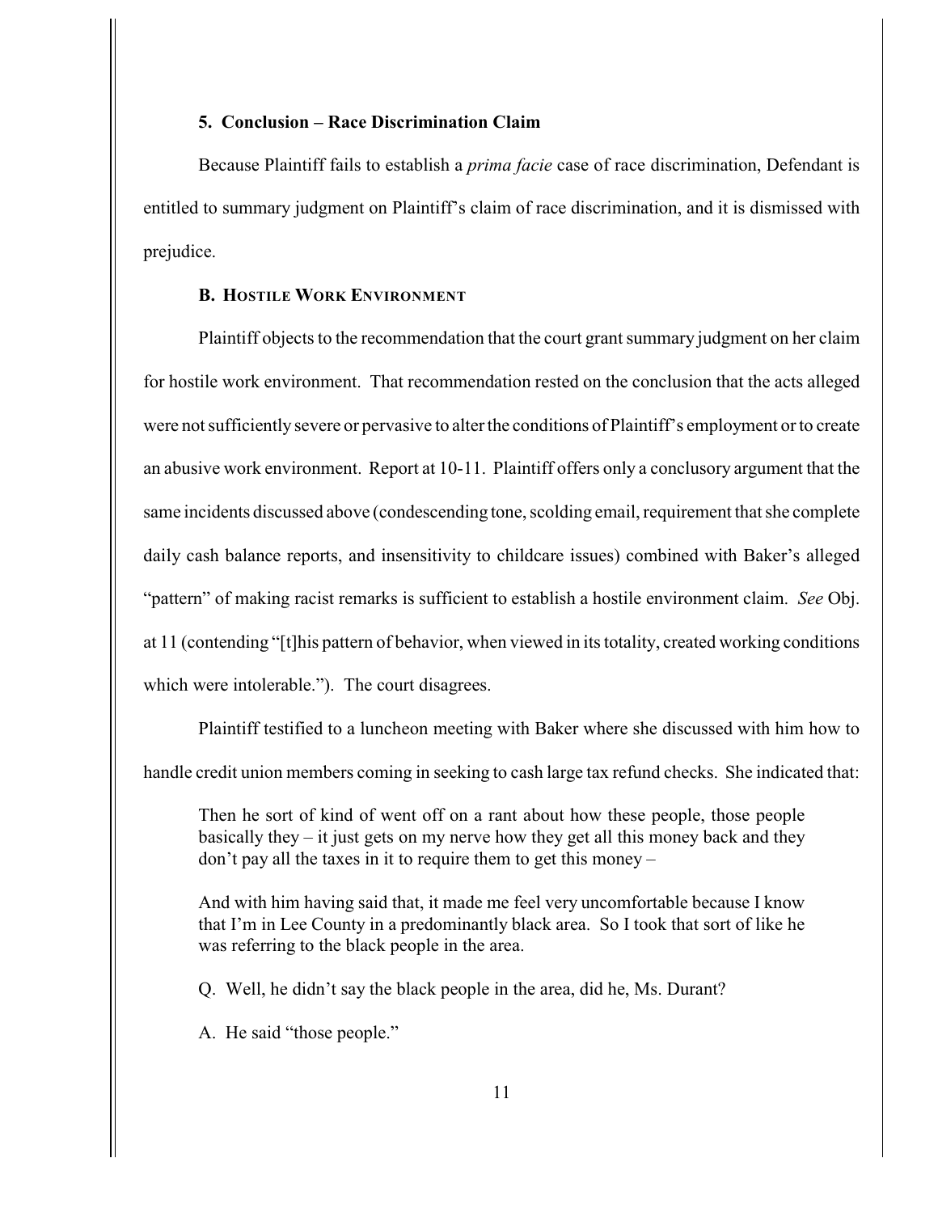#### 5. Conclusion – Race Discrimination Claim

Because Plaintiff fails to establish a *prima facie* case of race discrimination, Defendant is entitled to summary judgment on Plaintiff's claim of race discrimination, and it is dismissed with prejudice.

### B. Hostile Work Environment

Plaintiff objects to the recommendation that the court grant summary judgment on her claim for hostile work environment. That recommendation rested on the conclusion that the acts alleged were not sufficiently severe or pervasive to alter the conditions of Plaintiff's employment or to create an abusive work environment. Report at 10-11. Plaintiff offers only a conclusory argument that the same incidents discussed above (condescending tone, scolding email, requirement that she complete daily cash balance reports, and insensitivity to childcare issues) combined with Baker's alleged "pattern" of making racist remarks is sufficient to establish a hostile environment claim. *See* Obj. at 11 (contending "[t]his pattern of behavior, when viewed in its totality, created working conditions which were intolerable."). The court disagrees.

Plaintiff testified to a luncheon meeting with Baker where she discussed with him how to handle credit union members coming in seeking to cash large tax refund checks. She indicated that:

> Then he sort of kind of went off on a rant about how these people, those people basically they – it just gets on my nerve how they get all this money back and they don't pay all the taxes in it to require them to get this money –
>
> And with him having said that, it made me feel very uncomfortable because I know that I'm in Lee County in a predominantly black area. So I took that sort of like he was referring to the black people in the area.
>
> Q. Well, he didn't say the black people in the area, did he, Ms. Durant?
>
> A. He said "those people."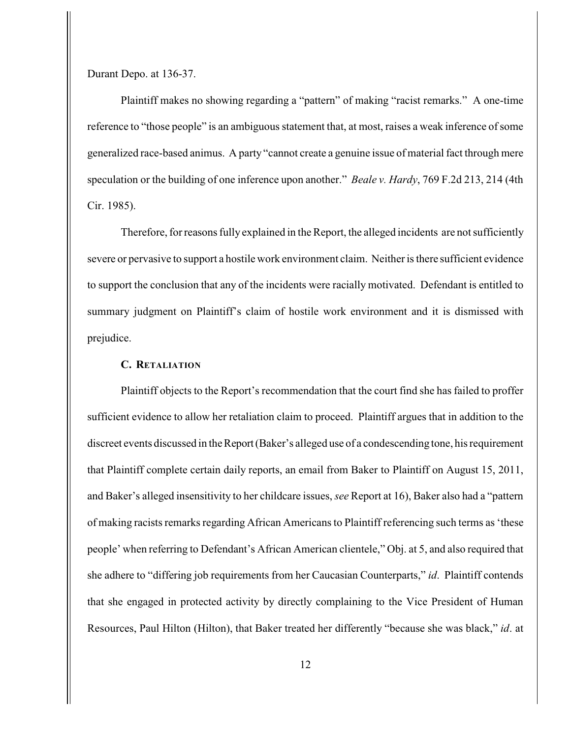Durant Depo. at 136-37.

Plaintiff makes no showing regarding a "pattern" of making "racist remarks." A one-time reference to "those people" is an ambiguous statement that, at most, raises a weak inference of some generalized race-based animus. A party "cannot create a genuine issue of material fact through mere speculation or the building of one inference upon another." *Beale v. Hardy*, 769 F.2d 213, 214 (4th Cir. 1985).

Therefore, for reasons fully explained in the Report, the alleged incidents are not sufficiently severe or pervasive to support a hostile work environment claim. Neither is there sufficient evidence to support the conclusion that any of the incidents were racially motivated. Defendant is entitled to summary judgment on Plaintiff's claim of hostile work environment and it is dismissed with prejudice.

### C. Retaliation

Plaintiff objects to the Report's recommendation that the court find she has failed to proffer sufficient evidence to allow her retaliation claim to proceed. Plaintiff argues that in addition to the discreet events discussed in the Report (Baker's alleged use of a condescending tone, his requirement that Plaintiff complete certain daily reports, an email from Baker to Plaintiff on August 15, 2011, and Baker's alleged insensitivity to her childcare issues, *see* Report at 16), Baker also had a "pattern of making racists remarks regarding African Americans to Plaintiff referencing such terms as 'these people' when referring to Defendant's African American clientele," Obj. at 5, and also required that she adhere to "differing job requirements from her Caucasian Counterparts," *id*. Plaintiff contends that she engaged in protected activity by directly complaining to the Vice President of Human Resources, Paul Hilton (Hilton), that Baker treated her differently "because she was black," *id*. at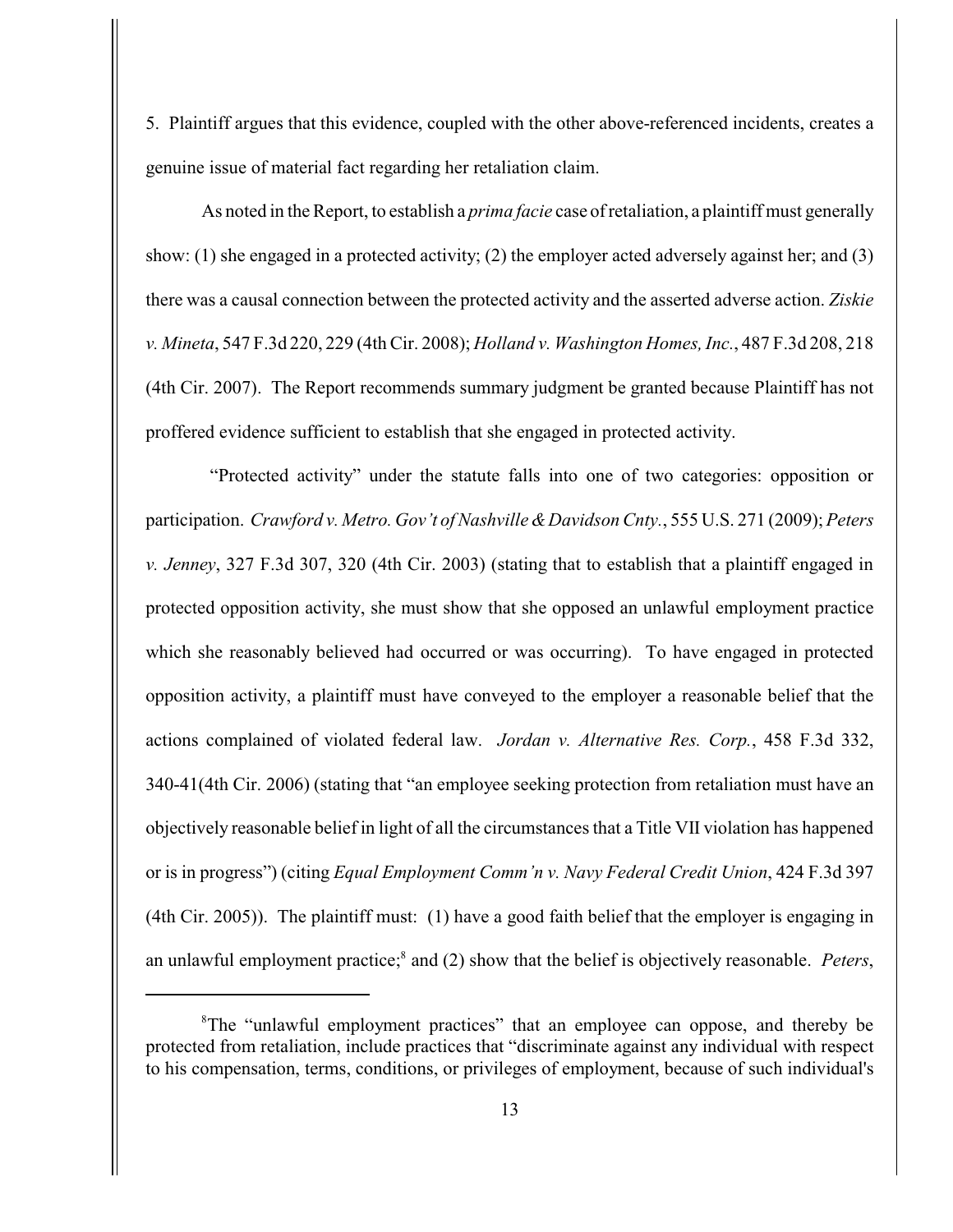5. Plaintiff argues that this evidence, coupled with the other above-referenced incidents, creates a genuine issue of material fact regarding her retaliation claim.

As noted in the Report, to establish a *prima facie* case of retaliation, a plaintiff must generally show: (1) she engaged in a protected activity; (2) the employer acted adversely against her; and (3) there was a causal connection between the protected activity and the asserted adverse action. *Ziskie v. Mineta*, 547 F.3d 220, 229 (4th Cir. 2008); *Holland v. Washington Homes, Inc.*, 487 F.3d 208, 218 (4th Cir. 2007). The Report recommends summary judgment be granted because Plaintiff has not proffered evidence sufficient to establish that she engaged in protected activity.

"Protected activity" under the statute falls into one of two categories: opposition or participation. *Crawford v. Metro. Gov't of Nashville & Davidson Cnty.*, 555 U.S. 271 (2009); *Peters v. Jenney*, 327 F.3d 307, 320 (4th Cir. 2003) (stating that to establish that a plaintiff engaged in protected opposition activity, she must show that she opposed an unlawful employment practice which she reasonably believed had occurred or was occurring). To have engaged in protected opposition activity, a plaintiff must have conveyed to the employer a reasonable belief that the actions complained of violated federal law. *Jordan v. Alternative Res. Corp.*, 458 F.3d 332, 340-41(4th Cir. 2006) (stating that "an employee seeking protection from retaliation must have an objectively reasonable belief in light of all the circumstances that a Title VII violation has happened or is in progress") (citing *Equal Employment Comm'n v. Navy Federal Credit Union*, 424 F.3d 397 (4th Cir. 2005)). The plaintiff must: (1) have a good faith belief that the employer is engaging in an unlawful employment practice;[8] and (2) show that the belief is objectively reasonable. *Peters*,

[8]The "unlawful employment practices" that an employee can oppose, and thereby be protected from retaliation, include practices that "discriminate against any individual with respect to his compensation, terms, conditions, or privileges of employment, because of such individual's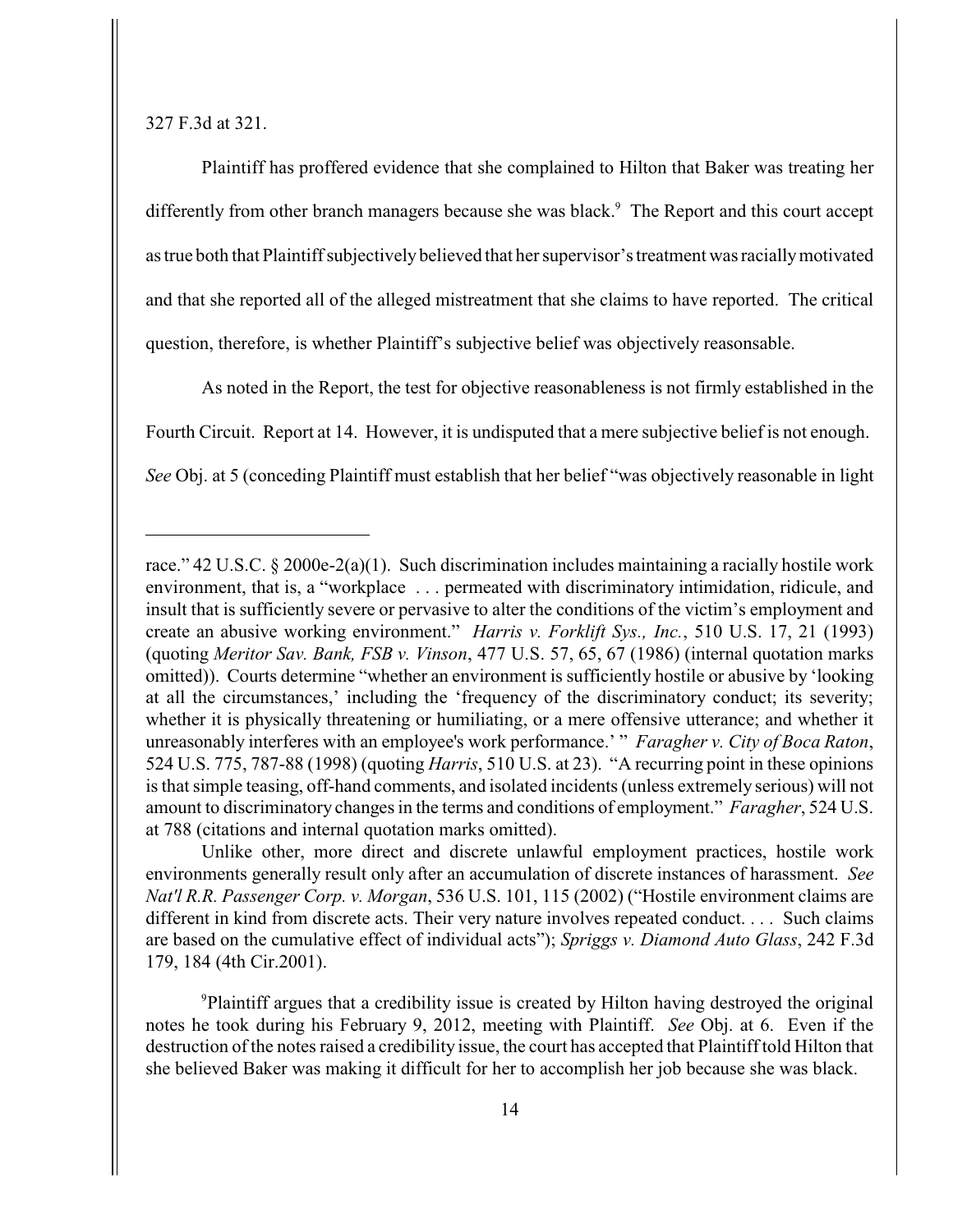327 F.3d at 321.

Plaintiff has proffered evidence that she complained to Hilton that Baker was treating her differently from other branch managers because she was black.[9] The Report and this court accept as true both that Plaintiff subjectively believed that her supervisor's treatment was racially motivated and that she reported all of the alleged mistreatment that she claims to have reported. The critical question, therefore, is whether Plaintiff's subjective belief was objectively reasonable.

As noted in the Report, the test for objective reasonableness is not firmly established in the Fourth Circuit. Report at 14. However, it is undisputed that a mere subjective belief is not enough. *See* Obj. at 5 (conceding Plaintiff must establish that her belief "was objectively reasonable in light

---

race." 42 U.S.C. § 2000e-2(a)(1). Such discrimination includes maintaining a racially hostile work environment, that is, a "workplace . . . permeated with discriminatory intimidation, ridicule, and insult that is sufficiently severe or pervasive to alter the conditions of the victim's employment and create an abusive working environment." *Harris v. Forklift Sys., Inc.*, 510 U.S. 17, 21 (1993) (quoting *Meritor Sav. Bank, FSB v. Vinson*, 477 U.S. 57, 65, 67 (1986) (internal quotation marks omitted)). Courts determine "whether an environment is sufficiently hostile or abusive by 'looking at all the circumstances,' including the 'frequency of the discriminatory conduct; its severity; whether it is physically threatening or humiliating, or a mere offensive utterance; and whether it unreasonably interferes with an employee's work performance.' " *Faragher v. City of Boca Raton*, 524 U.S. 775, 787-88 (1998) (quoting *Harris*, 510 U.S. at 23). "A recurring point in these opinions is that simple teasing, off-hand comments, and isolated incidents (unless extremely serious) will not amount to discriminatory changes in the terms and conditions of employment." *Faragher*, 524 U.S. at 788 (citations and internal quotation marks omitted).

Unlike other, more direct and discrete unlawful employment practices, hostile work environments generally result only after an accumulation of discrete instances of harassment. *See Nat'l R.R. Passenger Corp. v. Morgan*, 536 U.S. 101, 115 (2002) ("Hostile environment claims are different in kind from discrete acts. Their very nature involves repeated conduct. . . . Such claims are based on the cumulative effect of individual acts"); *Spriggs v. Diamond Auto Glass*, 242 F.3d 179, 184 (4th Cir.2001).

[9] Plaintiff argues that a credibility issue is created by Hilton having destroyed the original notes he took during his February 9, 2012, meeting with Plaintiff. *See* Obj. at 6. Even if the destruction of the notes raised a credibility issue, the court has accepted that Plaintiff told Hilton that she believed Baker was making it difficult for her to accomplish her job because she was black.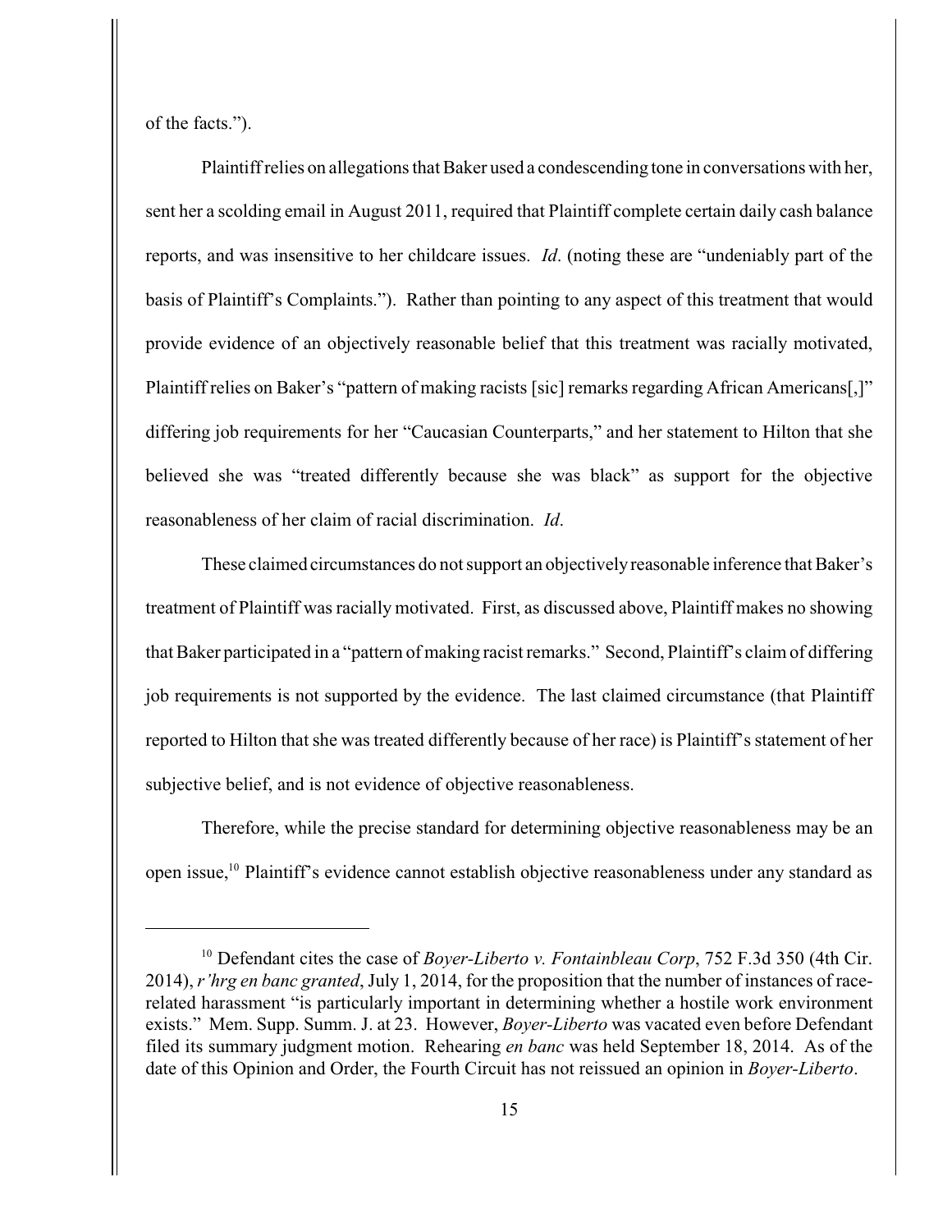of the facts.").

Plaintiff relies on allegations that Baker used a condescending tone in conversations with her, sent her a scolding email in August 2011, required that Plaintiff complete certain daily cash balance reports, and was insensitive to her childcare issues. *Id*. (noting these are "undeniably part of the basis of Plaintiff's Complaints."). Rather than pointing to any aspect of this treatment that would provide evidence of an objectively reasonable belief that this treatment was racially motivated, Plaintiff relies on Baker's "pattern of making racists [sic] remarks regarding African Americans[,]" differing job requirements for her "Caucasian Counterparts," and her statement to Hilton that she believed she was "treated differently because she was black" as support for the objective reasonableness of her claim of racial discrimination. *Id*.

These claimed circumstances do not support an objectively reasonable inference that Baker's treatment of Plaintiff was racially motivated. First, as discussed above, Plaintiff makes no showing that Baker participated in a "pattern of making racist remarks." Second, Plaintiff's claim of differing job requirements is not supported by the evidence. The last claimed circumstance (that Plaintiff reported to Hilton that she was treated differently because of her race) is Plaintiff's statement of her subjective belief, and is not evidence of objective reasonableness.

Therefore, while the precise standard for determining objective reasonableness may be an open issue,[10] Plaintiff's evidence cannot establish objective reasonableness under any standard as

---

[10] Defendant cites the case of *Boyer-Liberto v. Fontainbleau Corp*, 752 F.3d 350 (4th Cir. 2014), *r'hrg en banc granted*, July 1, 2014, for the proposition that the number of instances of race-related harassment "is particularly important in determining whether a hostile work environment exists." Mem. Supp. Summ. J. at 23. However, *Boyer-Liberto* was vacated even before Defendant filed its summary judgment motion. Rehearing *en banc* was held September 18, 2014. As of the date of this Opinion and Order, the Fourth Circuit has not reissued an opinion in *Boyer-Liberto*.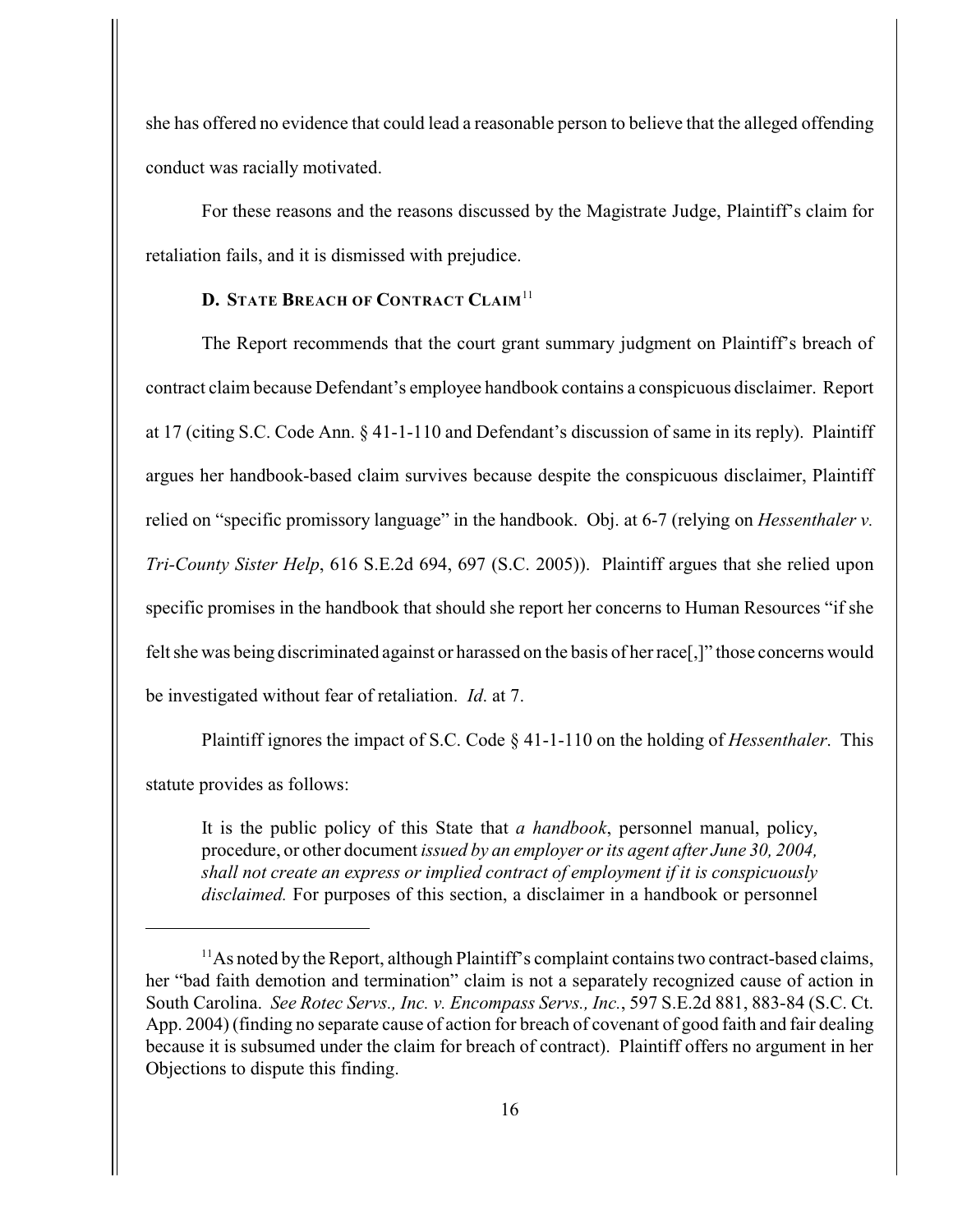she has offered no evidence that could lead a reasonable person to believe that the alleged offending conduct was racially motivated.

For these reasons and the reasons discussed by the Magistrate Judge, Plaintiff's claim for retaliation fails, and it is dismissed with prejudice.

### D. STATE BREACH OF CONTRACT CLAIM[11]

The Report recommends that the court grant summary judgment on Plaintiff's breach of contract claim because Defendant's employee handbook contains a conspicuous disclaimer. Report at 17 (citing S.C. Code Ann. § 41-1-110 and Defendant's discussion of same in its reply). Plaintiff argues her handbook-based claim survives because despite the conspicuous disclaimer, Plaintiff relied on "specific promissory language" in the handbook. Obj. at 6-7 (relying on *Hessenthaler v. Tri-County Sister Help*, 616 S.E.2d 694, 697 (S.C. 2005)). Plaintiff argues that she relied upon specific promises in the handbook that should she report her concerns to Human Resources "if she felt she was being discriminated against or harassed on the basis of her race[,]" those concerns would be investigated without fear of retaliation. *Id.* at 7.

Plaintiff ignores the impact of S.C. Code § 41-1-110 on the holding of *Hessenthaler*. This statute provides as follows:

> It is the public policy of this State that *a handbook*, personnel manual, policy, procedure, or other document *issued by an employer or its agent after June 30, 2004, shall not create an express or implied contract of employment if it is conspicuously disclaimed.* For purposes of this section, a disclaimer in a handbook or personnel

---

[11] As noted by the Report, although Plaintiff's complaint contains two contract-based claims, her "bad faith demotion and termination" claim is not a separately recognized cause of action in South Carolina. *See Rotec Servs., Inc. v. Encompass Servs., Inc.*, 597 S.E.2d 881, 883-84 (S.C. Ct. App. 2004) (finding no separate cause of action for breach of covenant of good faith and fair dealing because it is subsumed under the claim for breach of contract). Plaintiff offers no argument in her Objections to dispute this finding.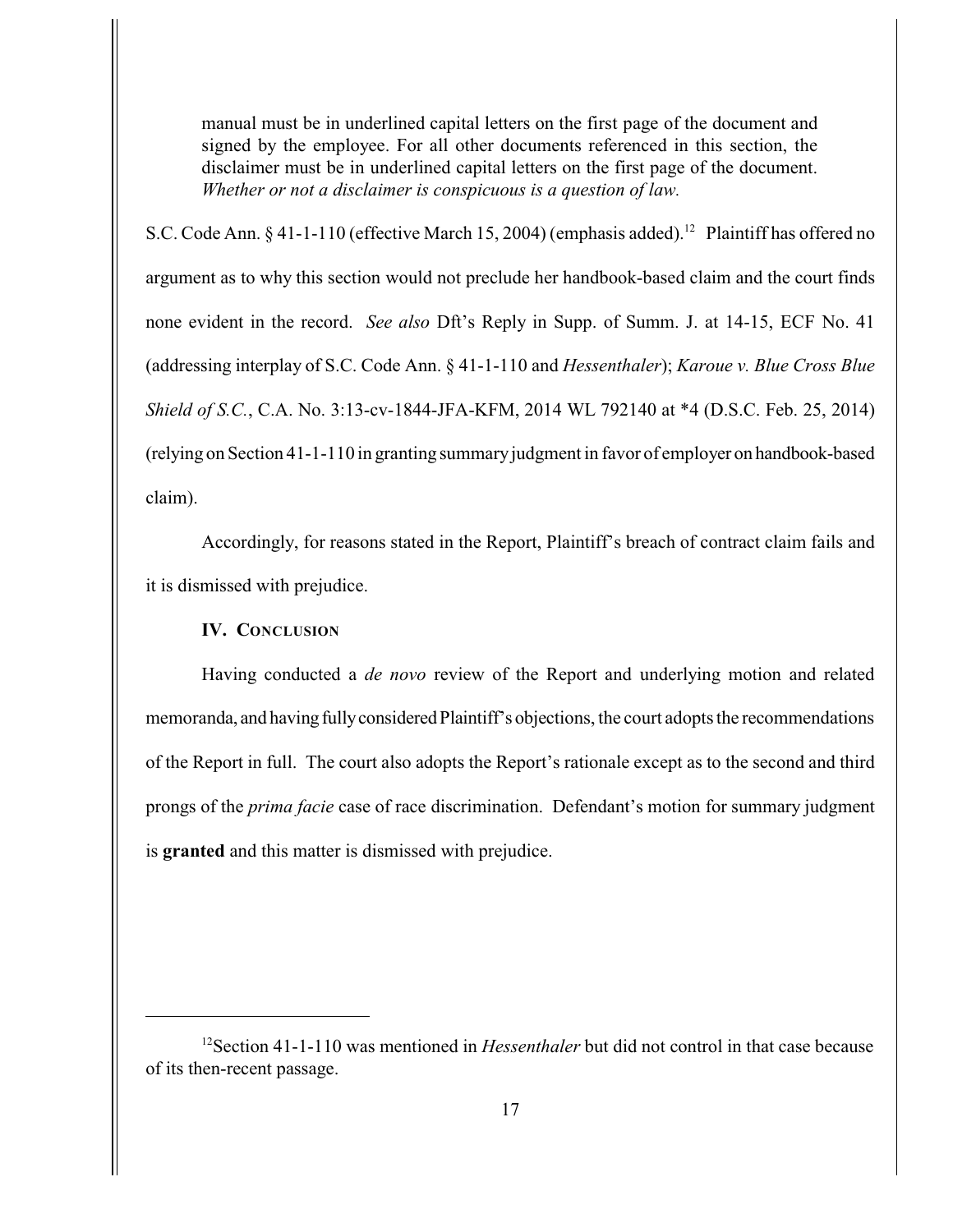> manual must be in underlined capital letters on the first page of the document and signed by the employee. For all other documents referenced in this section, the disclaimer must be in underlined capital letters on the first page of the document. *Whether or not a disclaimer is conspicuous is a question of law.*

S.C. Code Ann. § 41-1-110 (effective March 15, 2004) (emphasis added).[12] Plaintiff has offered no argument as to why this section would not preclude her handbook-based claim and the court finds none evident in the record. *See also* Dft's Reply in Supp. of Summ. J. at 14-15, ECF No. 41 (addressing interplay of S.C. Code Ann. § 41-1-110 and *Hessenthaler*); *Karoue v. Blue Cross Blue Shield of S.C.*, C.A. No. 3:13-cv-1844-JFA-KFM, 2014 WL 792140 at *4 (D.S.C. Feb. 25, 2014) (relying on Section 41-1-110 in granting summary judgment in favor of employer on handbook-based claim).

Accordingly, for reasons stated in the Report, Plaintiff's breach of contract claim fails and it is dismissed with prejudice.

## IV. CONCLUSION

Having conducted a *de novo* review of the Report and underlying motion and related memoranda, and having fully considered Plaintiff's objections, the court adopts the recommendations of the Report in full. The court also adopts the Report's rationale except as to the second and third prongs of the *prima facie* case of race discrimination. Defendant's motion for summary judgment is **granted** and this matter is dismissed with prejudice.

---

[12] Section 41-1-110 was mentioned in *Hessenthaler* but did not control in that case because of its then-recent passage.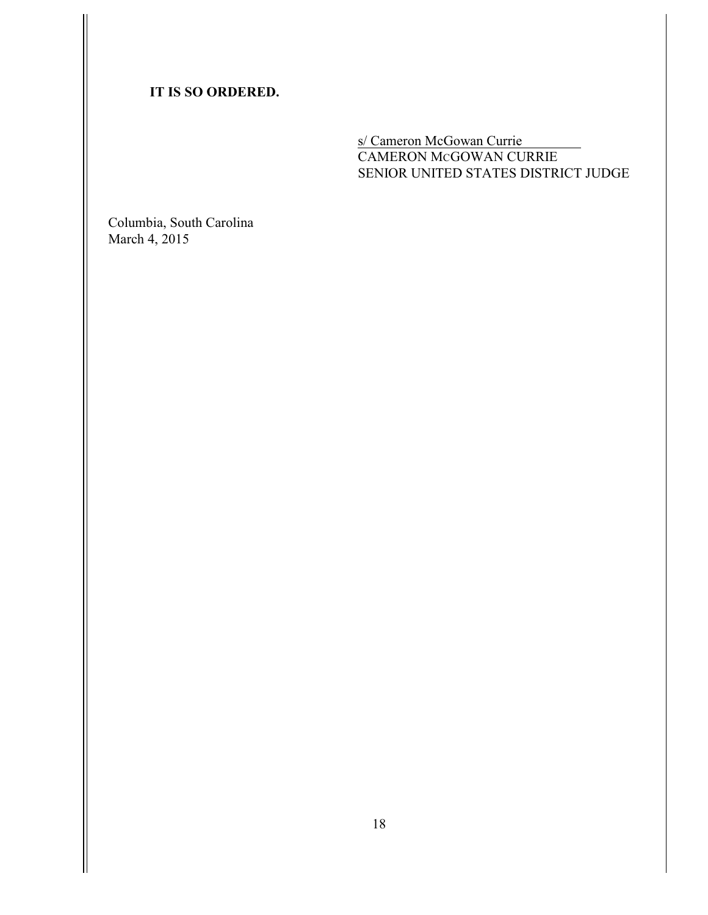**IT IS SO ORDERED.**

s/ Cameron McGowan Currie
CAMERON McGOWAN CURRIE
SENIOR UNITED STATES DISTRICT JUDGE

Columbia, South Carolina
March 4, 2015